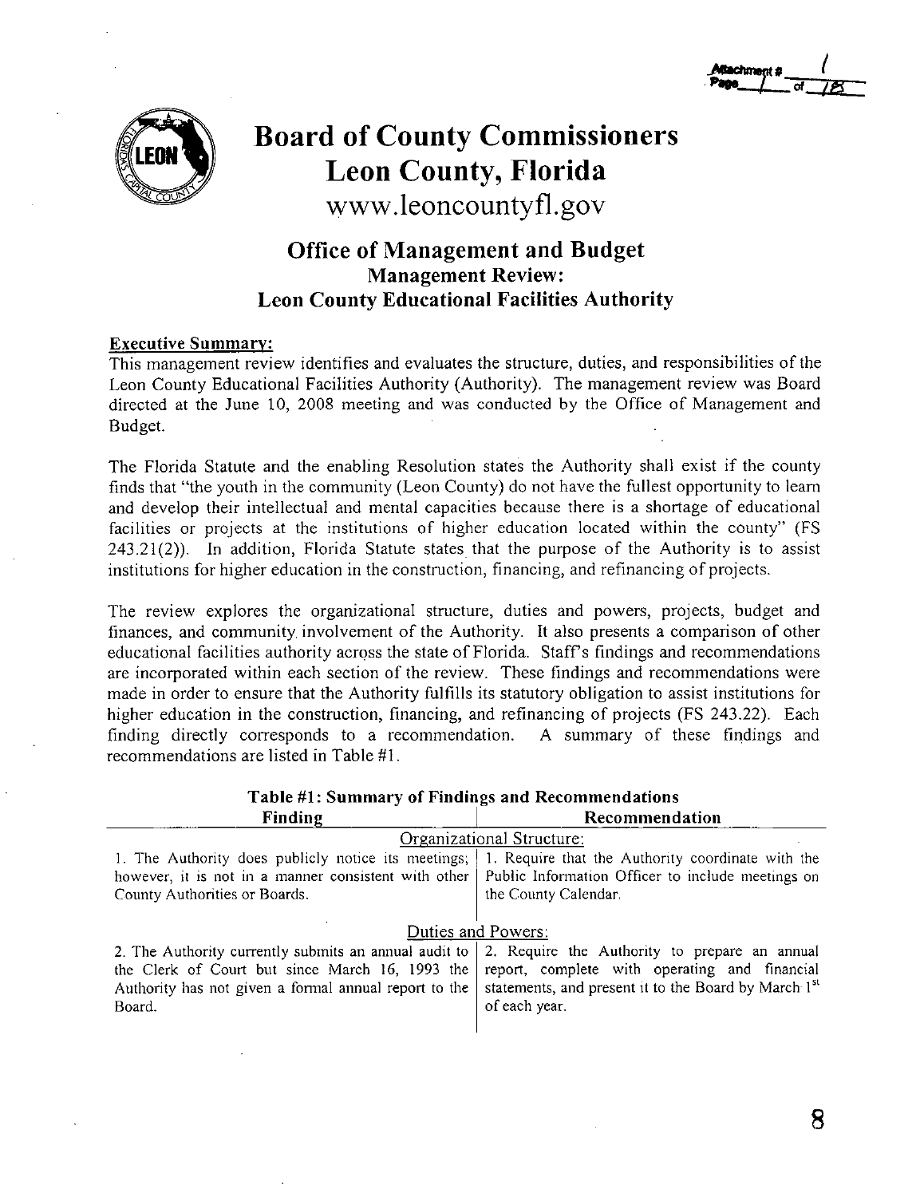# Board of County Commissioners
# Leon County, Florida

www.leoncountyfl.gov

## Office of Management and Budget
### Management Review:
### Leon County Educational Facilities Authority

**Executive Summary:**

This management review identifies and evaluates the structure, duties, and responsibilities of the Leon County Educational Facilities Authority (Authority). The management review was Board directed at the June 10, 2008 meeting and was conducted by the Office of Management and Budget.

The Florida Statute and the enabling Resolution states the Authority shall exist if the county finds that "the youth in the community (Leon County) do not have the fullest opportunity to learn and develop their intellectual and mental capacities because there is a shortage of educational facilities or projects at the institutions of higher education located within the county" (FS 243.21(2)). In addition, Florida Statute states that the purpose of the Authority is to assist institutions for higher education in the construction, financing, and refinancing of projects.

The review explores the organizational structure, duties and powers, projects, budget and finances, and community involvement of the Authority. It also presents a comparison of other educational facilities authority across the state of Florida. Staff's findings and recommendations are incorporated within each section of the review. These findings and recommendations were made in order to ensure that the Authority fulfills its statutory obligation to assist institutions for higher education in the construction, financing, and refinancing of projects (FS 243.22). Each finding directly corresponds to a recommendation. A summary of these findings and recommendations are listed in Table #1.

**Table #1: Summary of Findings and Recommendations**

| Finding | Recommendation |
|---|---|
| Organizational Structure: | |
| 1. The Authority does publicly notice its meetings; however, it is not in a manner consistent with other County Authorities or Boards. | 1. Require that the Authority coordinate with the Public Information Officer to include meetings on the County Calendar. |
| Duties and Powers: | |
| 2. The Authority currently submits an annual audit to the Clerk of Court but since March 16, 1993 the Authority has not given a formal annual report to the Board. | 2. Require the Authority to prepare an annual report, complete with operating and financial statements, and present it to the Board by March 1st of each year. |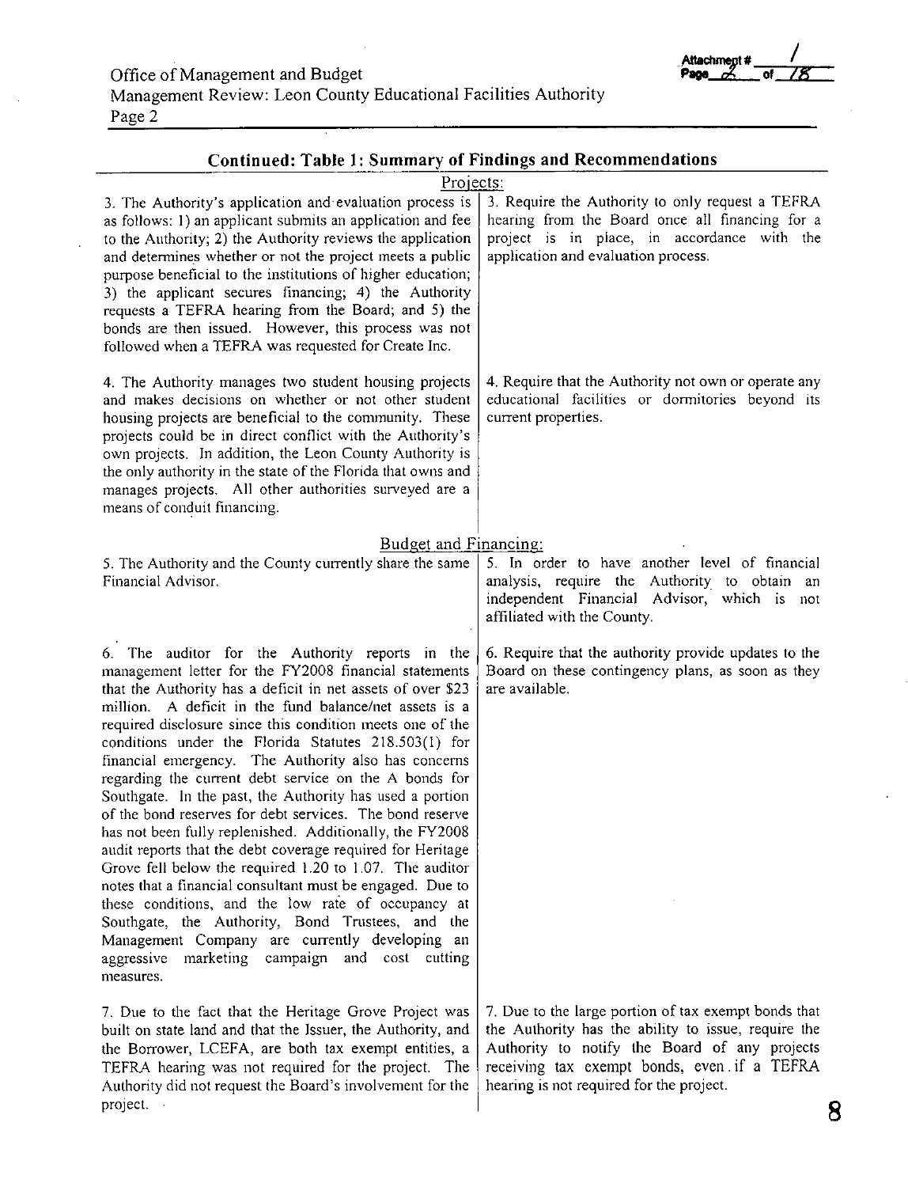## Continued: Table 1: Summary of Findings and Recommendations

| Findings | Recommendations |
|---|---|
| **Projects:** | |
| 3. The Authority's application and evaluation process is as follows: 1) an applicant submits an application and fee to the Authority; 2) the Authority reviews the application and determines whether or not the project meets a public purpose beneficial to the institutions of higher education; 3) the applicant secures financing; 4) the Authority requests a TEFRA hearing from the Board; and 5) the bonds are then issued. However, this process was not followed when a TEFRA was requested for Create Inc. | 3. Require the Authority to only request a TEFRA hearing from the Board once all financing for a project is in place, in accordance with the application and evaluation process. |
| 4. The Authority manages two student housing projects and makes decisions on whether or not other student housing projects are beneficial to the community. These projects could be in direct conflict with the Authority's own projects. In addition, the Leon County Authority is the only authority in the state of the Florida that owns and manages projects. All other authorities surveyed are a means of conduit financing. | 4. Require that the Authority not own or operate any educational facilities or dormitories beyond its current properties. |
| **Budget and Financing:** | |
| 5. The Authority and the County currently share the same Financial Advisor. | 5. In order to have another level of financial analysis, require the Authority to obtain an independent Financial Advisor, which is not affiliated with the County. |
| 6. The auditor for the Authority reports in the management letter for the FY2008 financial statements that the Authority has a deficit in net assets of over $23 million. A deficit in the fund balance/net assets is a required disclosure since this condition meets one of the conditions under the Florida Statutes 218.503(1) for financial emergency. The Authority also has concerns regarding the current debt service on the A bonds for Southgate. In the past, the Authority has used a portion of the bond reserves for debt services. The bond reserve has not been fully replenished. Additionally, the FY2008 audit reports that the debt coverage required for Heritage Grove fell below the required 1.20 to 1.07. The auditor notes that a financial consultant must be engaged. Due to these conditions, and the low rate of occupancy at Southgate, the Authority, Bond Trustees, and the Management Company are currently developing an aggressive marketing campaign and cost cutting measures. | 6. Require that the authority provide updates to the Board on these contingency plans, as soon as they are available. |
| 7. Due to the fact that the Heritage Grove Project was built on state land and that the Issuer, the Authority, and the Borrower, LCEFA, are both tax exempt entities, a TEFRA hearing was not required for the project. The Authority did not request the Board's involvement for the project. | 7. Due to the large portion of tax exempt bonds that the Authority has the ability to issue, require the Authority to notify the Board of any projects receiving tax exempt bonds, even if a TEFRA hearing is not required for the project. |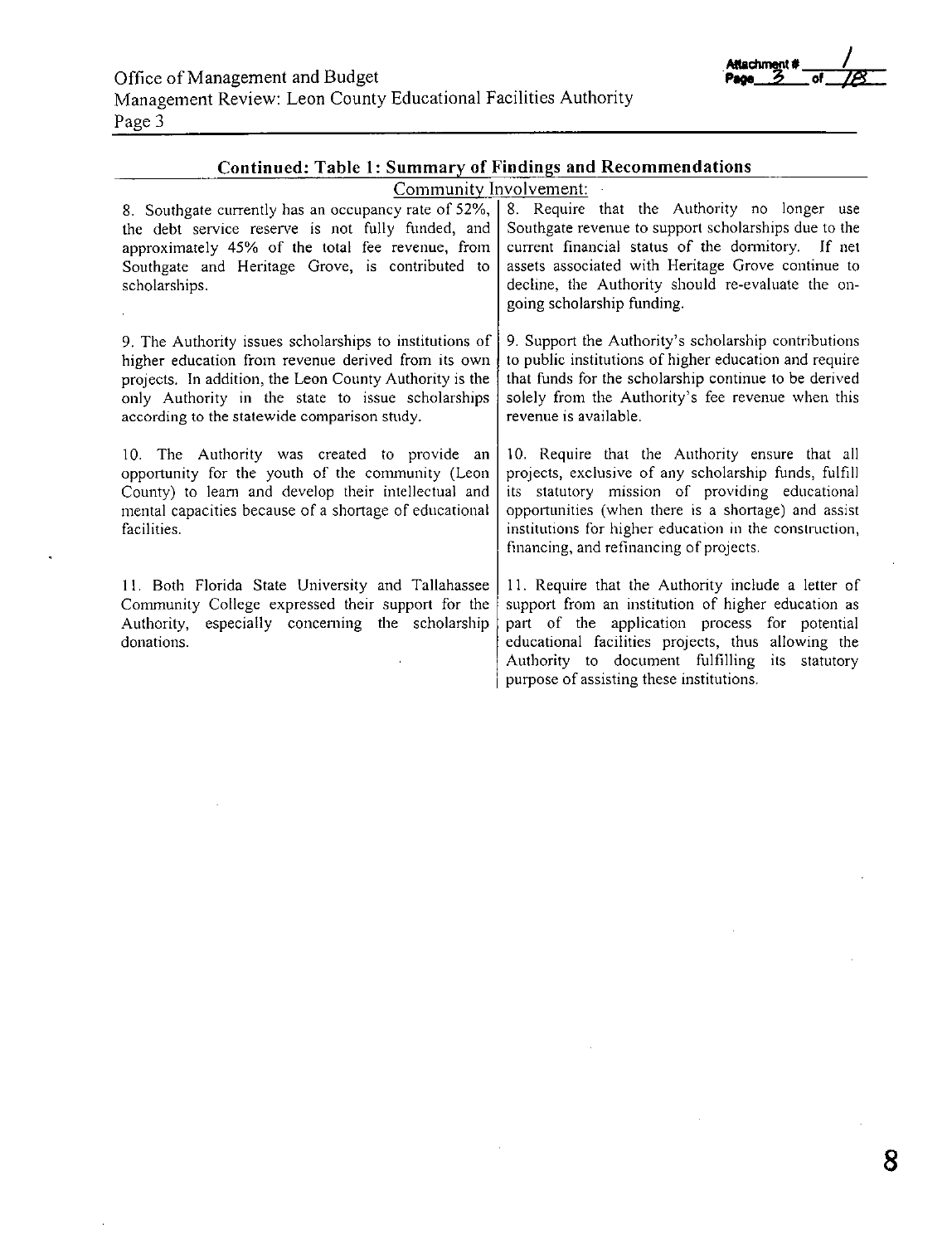### Continued: Table 1: Summary of Findings and Recommendations

| Community Involvement: | |
|---|---|
| 8. Southgate currently has an occupancy rate of 52%, the debt service reserve is not fully funded, and approximately 45% of the total fee revenue, from Southgate and Heritage Grove, is contributed to scholarships. | 8. Require that the Authority no longer use Southgate revenue to support scholarships due to the current financial status of the dormitory. If net assets associated with Heritage Grove continue to decline, the Authority should re-evaluate the on-going scholarship funding. |
| 9. The Authority issues scholarships to institutions of higher education from revenue derived from its own projects. In addition, the Leon County Authority is the only Authority in the state to issue scholarships according to the statewide comparison study. | 9. Support the Authority's scholarship contributions to public institutions of higher education and require that funds for the scholarship continue to be derived solely from the Authority's fee revenue when this revenue is available. |
| 10. The Authority was created to provide an opportunity for the youth of the community (Leon County) to learn and develop their intellectual and mental capacities because of a shortage of educational facilities. | 10. Require that the Authority ensure that all projects, exclusive of any scholarship funds, fulfill its statutory mission of providing educational opportunities (when there is a shortage) and assist institutions for higher education in the construction, financing, and refinancing of projects. |
| 11. Both Florida State University and Tallahassee Community College expressed their support for the Authority, especially concerning the scholarship donations. | 11. Require that the Authority include a letter of support from an institution of higher education as part of the application process for potential educational facilities projects, thus allowing the Authority to document fulfilling its statutory purpose of assisting these institutions. |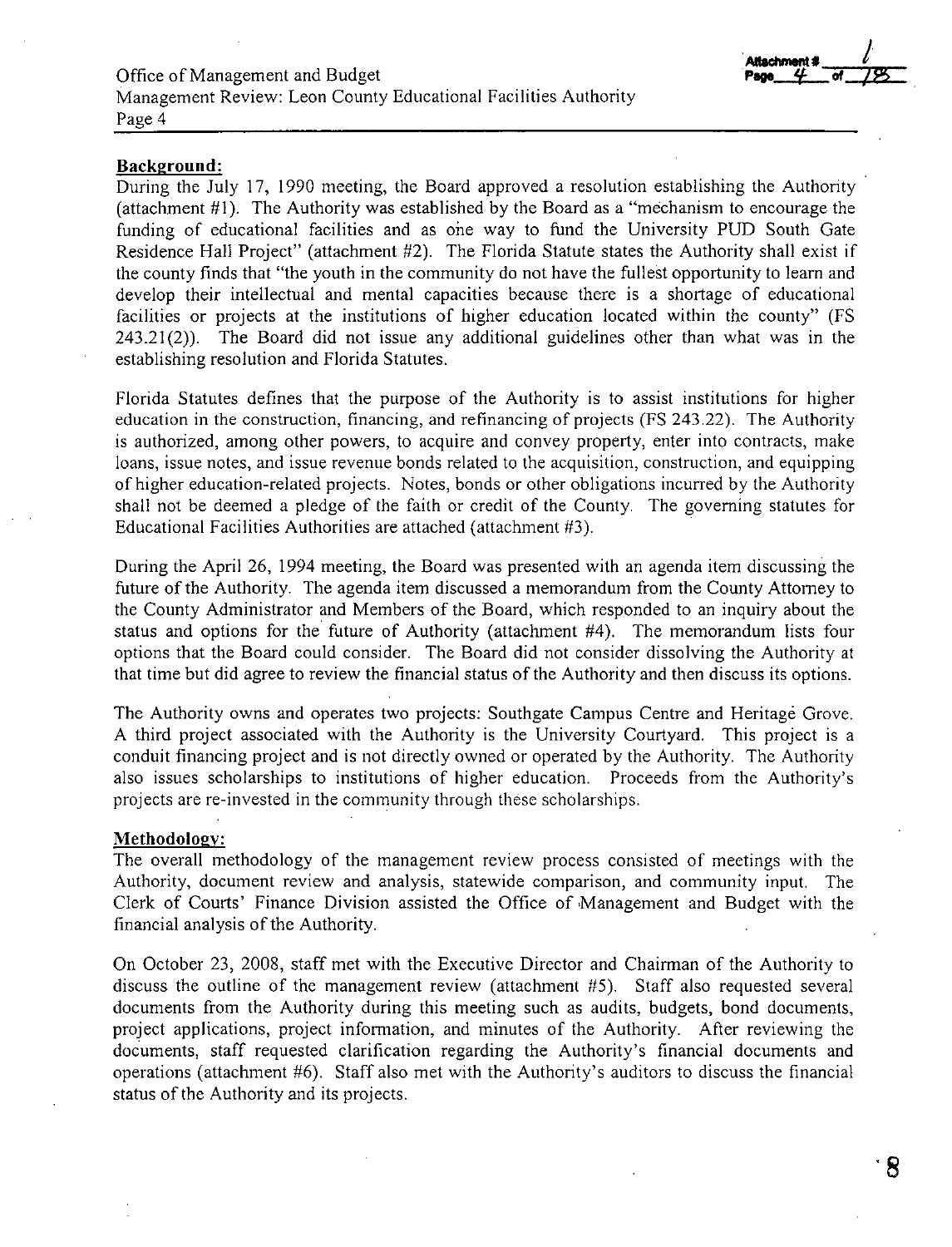**Background:**

During the July 17, 1990 meeting, the Board approved a resolution establishing the Authority (attachment #1). The Authority was established by the Board as a "mechanism to encourage the funding of educational facilities and as one way to fund the University PUD South Gate Residence Hall Project" (attachment #2). The Florida Statute states the Authority shall exist if the county finds that "the youth in the community do not have the fullest opportunity to learn and develop their intellectual and mental capacities because there is a shortage of educational facilities or projects at the institutions of higher education located within the county" (FS 243.21(2)). The Board did not issue any additional guidelines other than what was in the establishing resolution and Florida Statutes.

Florida Statutes defines that the purpose of the Authority is to assist institutions for higher education in the construction, financing, and refinancing of projects (FS 243.22). The Authority is authorized, among other powers, to acquire and convey property, enter into contracts, make loans, issue notes, and issue revenue bonds related to the acquisition, construction, and equipping of higher education-related projects. Notes, bonds or other obligations incurred by the Authority shall not be deemed a pledge of the faith or credit of the County. The governing statutes for Educational Facilities Authorities are attached (attachment #3).

During the April 26, 1994 meeting, the Board was presented with an agenda item discussing the future of the Authority. The agenda item discussed a memorandum from the County Attorney to the County Administrator and Members of the Board, which responded to an inquiry about the status and options for the future of Authority (attachment #4). The memorandum lists four options that the Board could consider. The Board did not consider dissolving the Authority at that time but did agree to review the financial status of the Authority and then discuss its options.

The Authority owns and operates two projects: Southgate Campus Centre and Heritage Grove. A third project associated with the Authority is the University Courtyard. This project is a conduit financing project and is not directly owned or operated by the Authority. The Authority also issues scholarships to institutions of higher education. Proceeds from the Authority's projects are re-invested in the community through these scholarships.

**Methodology:**

The overall methodology of the management review process consisted of meetings with the Authority, document review and analysis, statewide comparison, and community input. The Clerk of Courts' Finance Division assisted the Office of Management and Budget with the financial analysis of the Authority.

On October 23, 2008, staff met with the Executive Director and Chairman of the Authority to discuss the outline of the management review (attachment #5). Staff also requested several documents from the Authority during this meeting such as audits, budgets, bond documents, project applications, project information, and minutes of the Authority. After reviewing the documents, staff requested clarification regarding the Authority's financial documents and operations (attachment #6). Staff also met with the Authority's auditors to discuss the financial status of the Authority and its projects.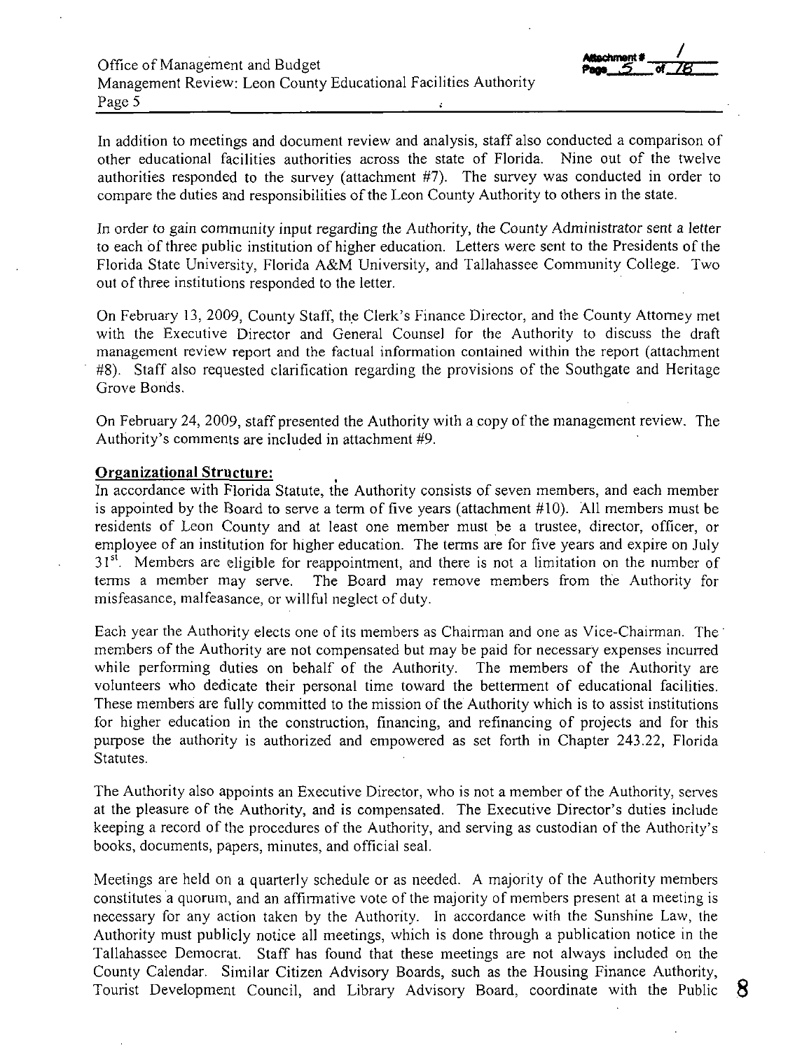In addition to meetings and document review and analysis, staff also conducted a comparison of other educational facilities authorities across the state of Florida. Nine out of the twelve authorities responded to the survey (attachment #7). The survey was conducted in order to compare the duties and responsibilities of the Leon County Authority to others in the state.

In order to gain community input regarding the Authority, the County Administrator sent a letter to each of three public institution of higher education. Letters were sent to the Presidents of the Florida State University, Florida A&M University, and Tallahassee Community College. Two out of three institutions responded to the letter.

On February 13, 2009, County Staff, the Clerk's Finance Director, and the County Attorney met with the Executive Director and General Counsel for the Authority to discuss the draft management review report and the factual information contained within the report (attachment #8). Staff also requested clarification regarding the provisions of the Southgate and Heritage Grove Bonds.

On February 24, 2009, staff presented the Authority with a copy of the management review. The Authority's comments are included in attachment #9.

**Organizational Structure:**

In accordance with Florida Statute, the Authority consists of seven members, and each member is appointed by the Board to serve a term of five years (attachment #10). All members must be residents of Leon County and at least one member must be a trustee, director, officer, or employee of an institution for higher education. The terms are for five years and expire on July 31st. Members are eligible for reappointment, and there is not a limitation on the number of terms a member may serve. The Board may remove members from the Authority for misfeasance, malfeasance, or willful neglect of duty.

Each year the Authority elects one of its members as Chairman and one as Vice-Chairman. The members of the Authority are not compensated but may be paid for necessary expenses incurred while performing duties on behalf of the Authority. The members of the Authority are volunteers who dedicate their personal time toward the betterment of educational facilities. These members are fully committed to the mission of the Authority which is to assist institutions for higher education in the construction, financing, and refinancing of projects and for this purpose the authority is authorized and empowered as set forth in Chapter 243.22, Florida Statutes.

The Authority also appoints an Executive Director, who is not a member of the Authority, serves at the pleasure of the Authority, and is compensated. The Executive Director's duties include keeping a record of the procedures of the Authority, and serving as custodian of the Authority's books, documents, papers, minutes, and official seal.

Meetings are held on a quarterly schedule or as needed. A majority of the Authority members constitutes a quorum, and an affirmative vote of the majority of members present at a meeting is necessary for any action taken by the Authority. In accordance with the Sunshine Law, the Authority must publicly notice all meetings, which is done through a publication notice in the Tallahassee Democrat. Staff has found that these meetings are not always included on the County Calendar. Similar Citizen Advisory Boards, such as the Housing Finance Authority, Tourist Development Council, and Library Advisory Board, coordinate with the Public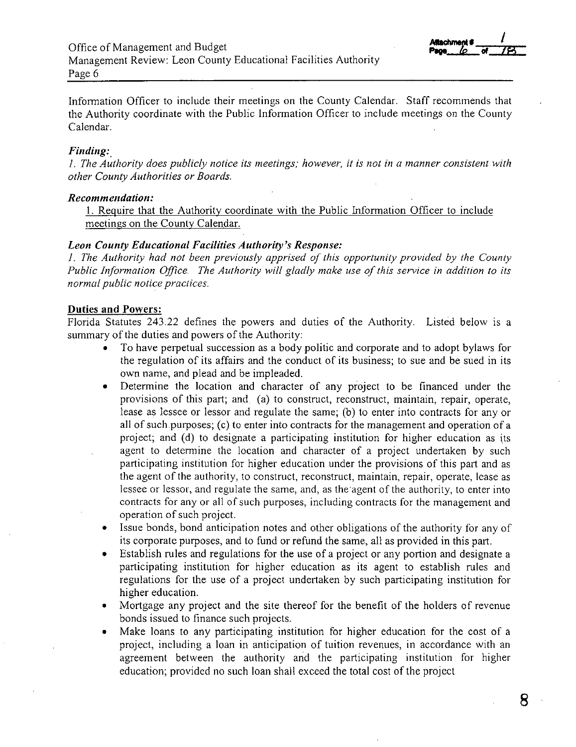Information Officer to include their meetings on the County Calendar. Staff recommends that the Authority coordinate with the Public Information Officer to include meetings on the County Calendar.

***Finding:***

*1. The Authority does publicly notice its meetings; however, it is not in a manner consistent with other County Authorities or Boards.*

***Recommendation:***

1. Require that the Authority coordinate with the Public Information Officer to include meetings on the County Calendar.

***Leon County Educational Facilities Authority's Response:***

*1. The Authority had not been previously apprised of this opportunity provided by the County Public Information Office. The Authority will gladly make use of this service in addition to its normal public notice practices.*

**Duties and Powers:**

Florida Statutes 243.22 defines the powers and duties of the Authority. Listed below is a summary of the duties and powers of the Authority:

- To have perpetual succession as a body politic and corporate and to adopt bylaws for the regulation of its affairs and the conduct of its business; to sue and be sued in its own name, and plead and be impleaded.
- Determine the location and character of any project to be financed under the provisions of this part; and (a) to construct, reconstruct, maintain, repair, operate, lease as lessee or lessor and regulate the same; (b) to enter into contracts for any or all of such purposes; (c) to enter into contracts for the management and operation of a project; and (d) to designate a participating institution for higher education as its agent to determine the location and character of a project undertaken by such participating institution for higher education under the provisions of this part and as the agent of the authority, to construct, reconstruct, maintain, repair, operate, lease as lessee or lessor, and regulate the same, and, as the agent of the authority, to enter into contracts for any or all of such purposes, including contracts for the management and operation of such project.
- Issue bonds, bond anticipation notes and other obligations of the authority for any of its corporate purposes, and to fund or refund the same, all as provided in this part.
- Establish rules and regulations for the use of a project or any portion and designate a participating institution for higher education as its agent to establish rules and regulations for the use of a project undertaken by such participating institution for higher education.
- Mortgage any project and the site thereof for the benefit of the holders of revenue bonds issued to finance such projects.
- Make loans to any participating institution for higher education for the cost of a project, including a loan in anticipation of tuition revenues, in accordance with an agreement between the authority and the participating institution for higher education; provided no such loan shall exceed the total cost of the project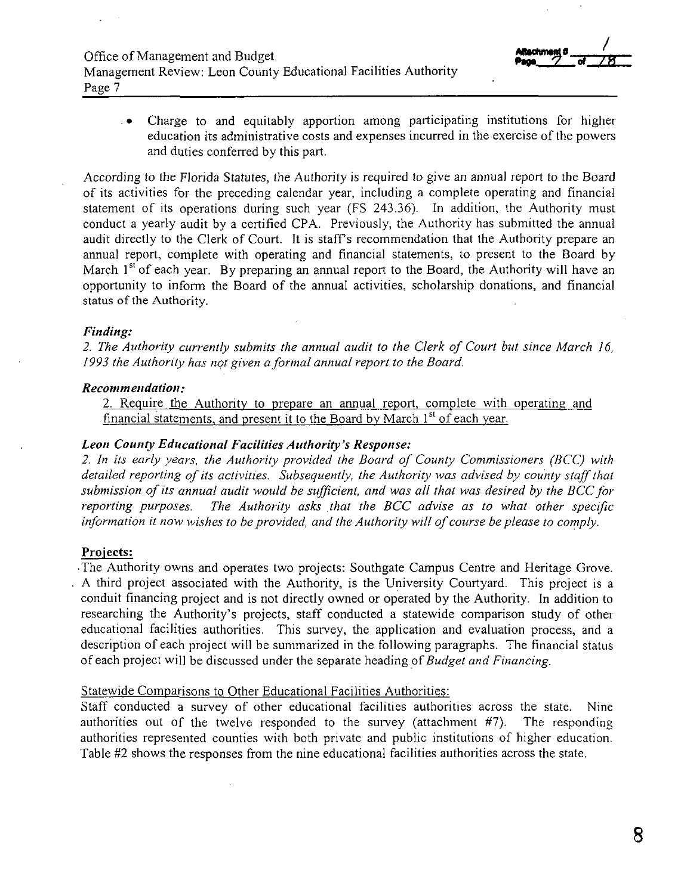- Charge to and equitably apportion among participating institutions for higher education its administrative costs and expenses incurred in the exercise of the powers and duties conferred by this part.

According to the Florida Statutes, the Authority is required to give an annual report to the Board of its activities for the preceding calendar year, including a complete operating and financial statement of its operations during such year (FS 243.36). In addition, the Authority must conduct a yearly audit by a certified CPA. Previously, the Authority has submitted the annual audit directly to the Clerk of Court. It is staff's recommendation that the Authority prepare an annual report, complete with operating and financial statements, to present to the Board by March 1st of each year. By preparing an annual report to the Board, the Authority will have an opportunity to inform the Board of the annual activities, scholarship donations, and financial status of the Authority.

### *Finding:*

*2. The Authority currently submits the annual audit to the Clerk of Court but since March 16, 1993 the Authority has not given a formal annual report to the Board.*

### *Recommendation:*

2. Require the Authority to prepare an annual report, complete with operating and financial statements, and present it to the Board by March 1st of each year.

### *Leon County Educational Facilities Authority's Response:*

*2. In its early years, the Authority provided the Board of County Commissioners (BCC) with detailed reporting of its activities. Subsequently, the Authority was advised by county staff that submission of its annual audit would be sufficient, and was all that was desired by the BCC for reporting purposes. The Authority asks that the BCC advise as to what other specific information it now wishes to be provided, and the Authority will of course be please to comply.*

## Projects:

The Authority owns and operates two projects: Southgate Campus Centre and Heritage Grove. A third project associated with the Authority, is the University Courtyard. This project is a conduit financing project and is not directly owned or operated by the Authority. In addition to researching the Authority's projects, staff conducted a statewide comparison study of other educational facilities authorities. This survey, the application and evaluation process, and a description of each project will be summarized in the following paragraphs. The financial status of each project will be discussed under the separate heading of *Budget and Financing.*

### Statewide Comparisons to Other Educational Facilities Authorities:

Staff conducted a survey of other educational facilities authorities across the state. Nine authorities out of the twelve responded to the survey (attachment #7). The responding authorities represented counties with both private and public institutions of higher education. Table #2 shows the responses from the nine educational facilities authorities across the state.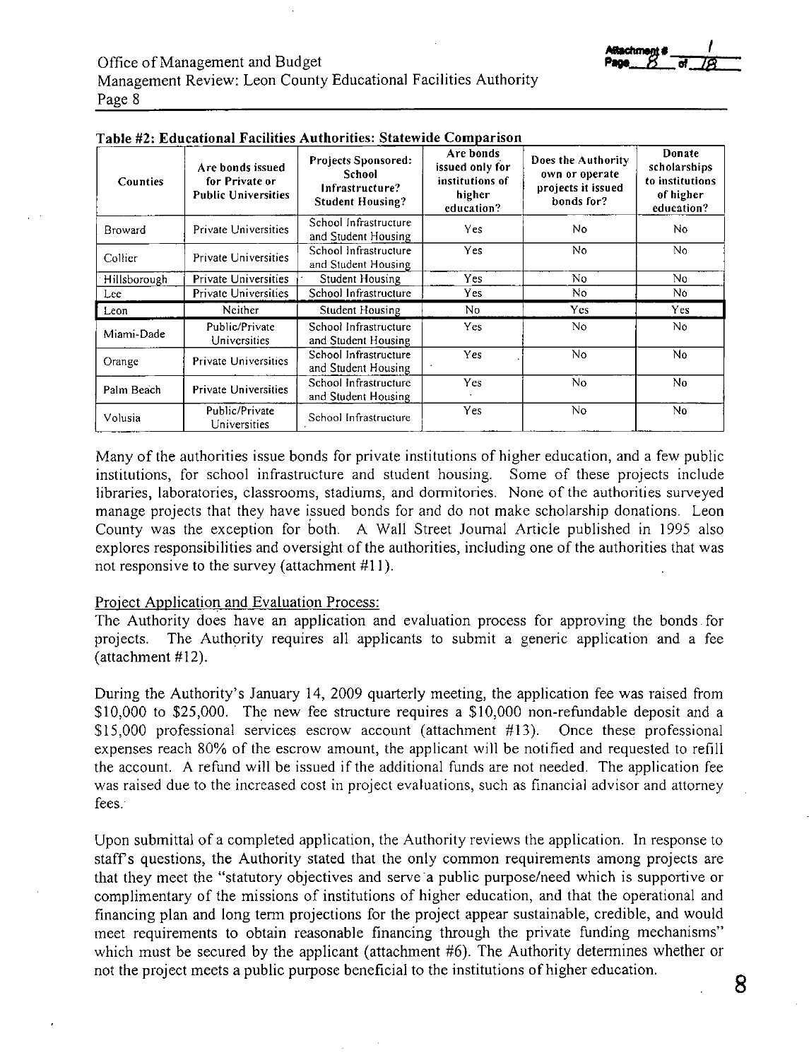**Table #2: Educational Facilities Authorities: Statewide Comparison**

| Counties | Are bonds issued for Private or Public Universities | Projects Sponsored: School Infrastructure? Student Housing? | Are bonds issued only for institutions of higher education? | Does the Authority own or operate projects it issued bonds for? | Donate scholarships to institutions of higher education? |
|---|---|---|---|---|---|
| Broward | Private Universities | School Infrastructure and Student Housing | Yes | No | No |
| Collier | Private Universities | School Infrastructure and Student Housing | Yes | No | No |
| Hillsborough | Private Universities | Student Housing | Yes | No | No |
| Lee | Private Universities | School Infrastructure | Yes | No | No |
| Leon | Neither | Student Housing | No | Yes | Yes |
| Miami-Dade | Public/Private Universities | School Infrastructure and Student Housing | Yes | No | No |
| Orange | Private Universities | School Infrastructure and Student Housing | Yes | No | No |
| Palm Beach | Private Universities | School Infrastructure and Student Housing | Yes | No | No |
| Volusia | Public/Private Universities | School Infrastructure | Yes | No | No |

Many of the authorities issue bonds for private institutions of higher education, and a few public institutions, for school infrastructure and student housing. Some of these projects include libraries, laboratories, classrooms, stadiums, and dormitories. None of the authorities surveyed manage projects that they have issued bonds for and do not make scholarship donations. Leon County was the exception for both. A Wall Street Journal Article published in 1995 also explores responsibilities and oversight of the authorities, including one of the authorities that was not responsive to the survey (attachment #11).

Project Application and Evaluation Process:

The Authority does have an application and evaluation process for approving the bonds for projects. The Authority requires all applicants to submit a generic application and a fee (attachment #12).

During the Authority's January 14, 2009 quarterly meeting, the application fee was raised from $10,000 to $25,000. The new fee structure requires a $10,000 non-refundable deposit and a $15,000 professional services escrow account (attachment #13). Once these professional expenses reach 80% of the escrow amount, the applicant will be notified and requested to refill the account. A refund will be issued if the additional funds are not needed. The application fee was raised due to the increased cost in project evaluations, such as financial advisor and attorney fees.

Upon submittal of a completed application, the Authority reviews the application. In response to staff's questions, the Authority stated that the only common requirements among projects are that they meet the "statutory objectives and serve a public purpose/need which is supportive or complimentary of the missions of institutions of higher education, and that the operational and financing plan and long term projections for the project appear sustainable, credible, and would meet requirements to obtain reasonable financing through the private funding mechanisms" which must be secured by the applicant (attachment #6). The Authority determines whether or not the project meets a public purpose beneficial to the institutions of higher education.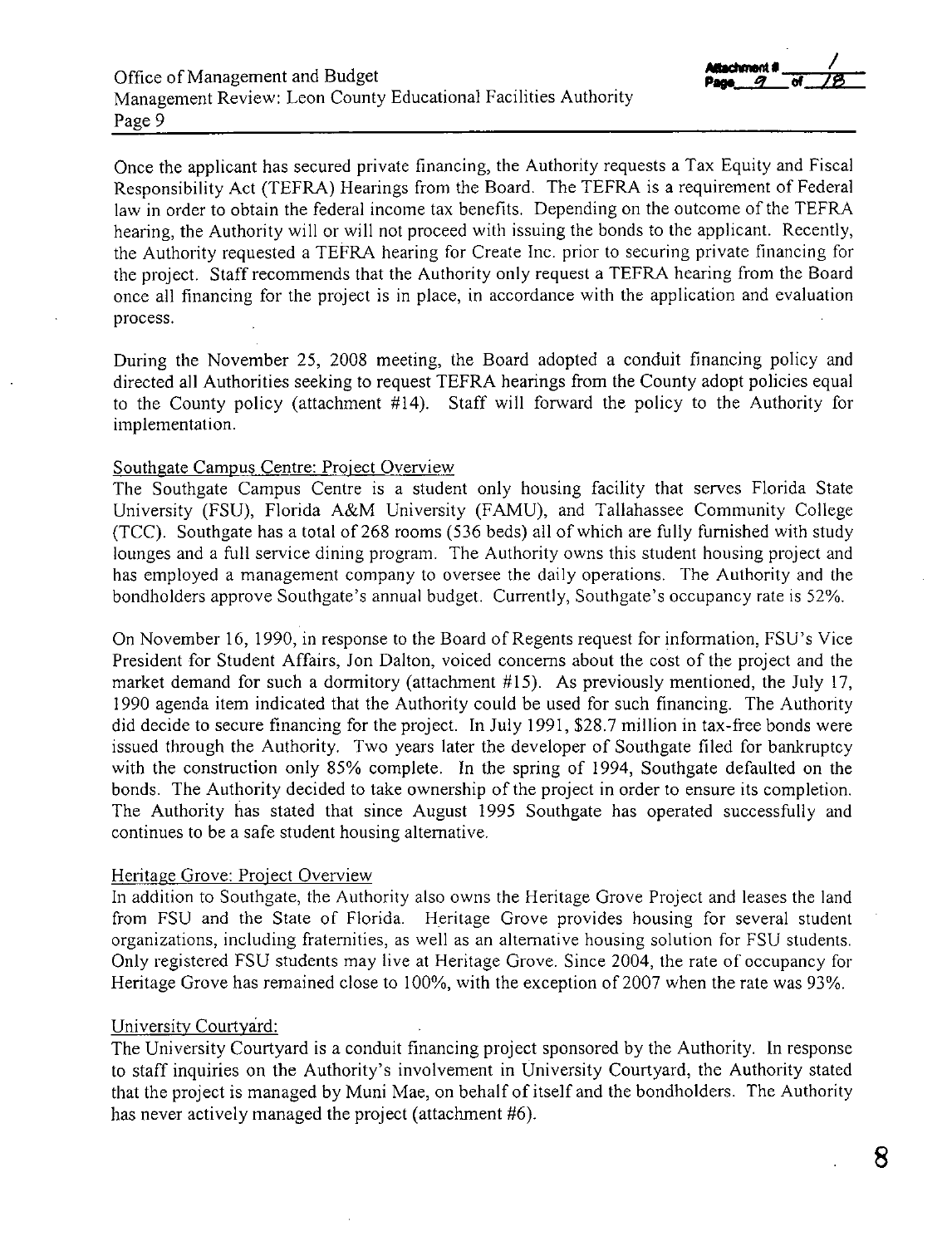Once the applicant has secured private financing, the Authority requests a Tax Equity and Fiscal Responsibility Act (TEFRA) Hearings from the Board. The TEFRA is a requirement of Federal law in order to obtain the federal income tax benefits. Depending on the outcome of the TEFRA hearing, the Authority will or will not proceed with issuing the bonds to the applicant. Recently, the Authority requested a TEFRA hearing for Create Inc. prior to securing private financing for the project. Staff recommends that the Authority only request a TEFRA hearing from the Board once all financing for the project is in place, in accordance with the application and evaluation process.

During the November 25, 2008 meeting, the Board adopted a conduit financing policy and directed all Authorities seeking to request TEFRA hearings from the County adopt policies equal to the County policy (attachment #14). Staff will forward the policy to the Authority for implementation.

Southgate Campus Centre: Project Overview

The Southgate Campus Centre is a student only housing facility that serves Florida State University (FSU), Florida A&M University (FAMU), and Tallahassee Community College (TCC). Southgate has a total of 268 rooms (536 beds) all of which are fully furnished with study lounges and a full service dining program. The Authority owns this student housing project and has employed a management company to oversee the daily operations. The Authority and the bondholders approve Southgate's annual budget. Currently, Southgate's occupancy rate is 52%.

On November 16, 1990, in response to the Board of Regents request for information, FSU's Vice President for Student Affairs, Jon Dalton, voiced concerns about the cost of the project and the market demand for such a dormitory (attachment #15). As previously mentioned, the July 17, 1990 agenda item indicated that the Authority could be used for such financing. The Authority did decide to secure financing for the project. In July 1991, $28.7 million in tax-free bonds were issued through the Authority. Two years later the developer of Southgate filed for bankruptcy with the construction only 85% complete. In the spring of 1994, Southgate defaulted on the bonds. The Authority decided to take ownership of the project in order to ensure its completion. The Authority has stated that since August 1995 Southgate has operated successfully and continues to be a safe student housing alternative.

Heritage Grove: Project Overview

In addition to Southgate, the Authority also owns the Heritage Grove Project and leases the land from FSU and the State of Florida. Heritage Grove provides housing for several student organizations, including fraternities, as well as an alternative housing solution for FSU students. Only registered FSU students may live at Heritage Grove. Since 2004, the rate of occupancy for Heritage Grove has remained close to 100%, with the exception of 2007 when the rate was 93%.

University Courtyard:

The University Courtyard is a conduit financing project sponsored by the Authority. In response to staff inquiries on the Authority's involvement in University Courtyard, the Authority stated that the project is managed by Muni Mae, on behalf of itself and the bondholders. The Authority has never actively managed the project (attachment #6).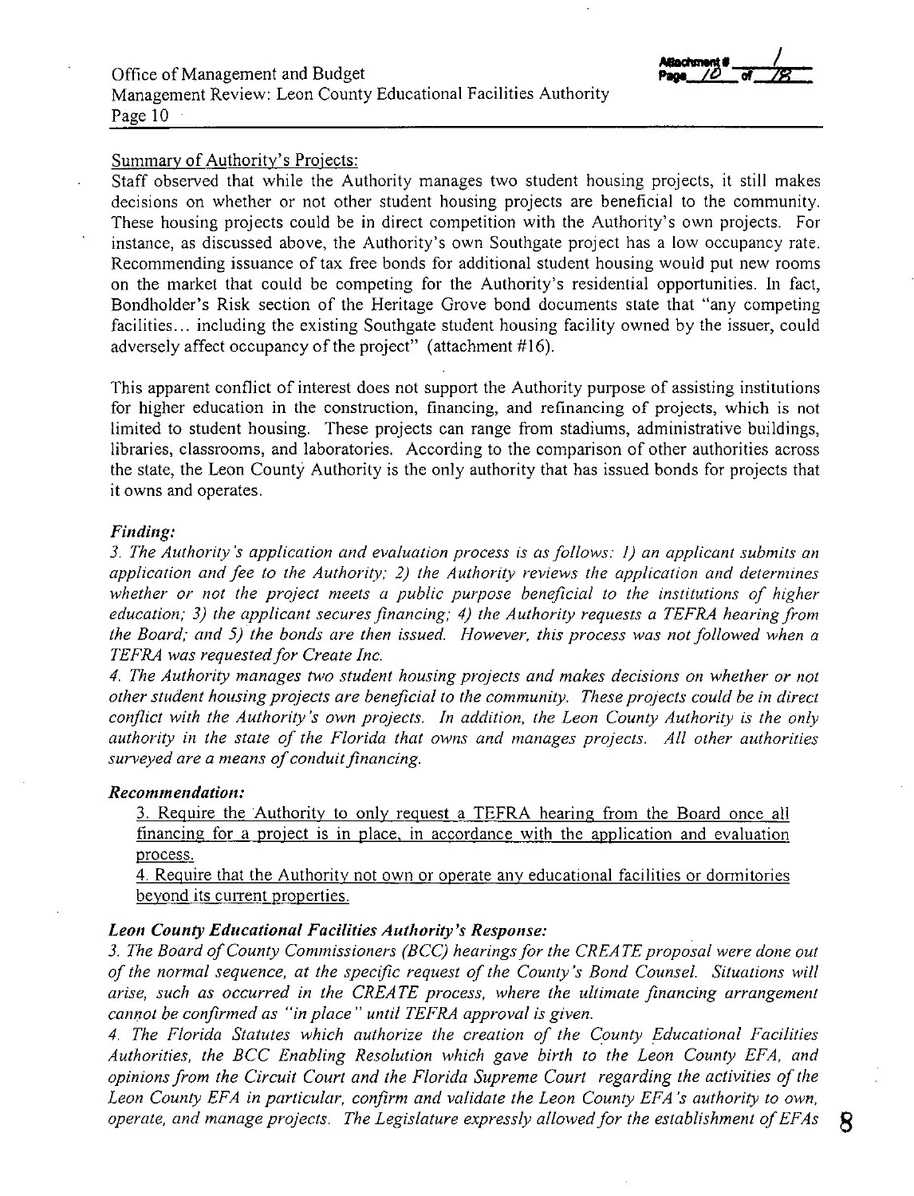Summary of Authority's Projects:

Staff observed that while the Authority manages two student housing projects, it still makes decisions on whether or not other student housing projects are beneficial to the community. These housing projects could be in direct competition with the Authority's own projects. For instance, as discussed above, the Authority's own Southgate project has a low occupancy rate. Recommending issuance of tax free bonds for additional student housing would put new rooms on the market that could be competing for the Authority's residential opportunities. In fact, Bondholder's Risk section of the Heritage Grove bond documents state that "any competing facilities… including the existing Southgate student housing facility owned by the issuer, could adversely affect occupancy of the project" (attachment #16).

This apparent conflict of interest does not support the Authority purpose of assisting institutions for higher education in the construction, financing, and refinancing of projects, which is not limited to student housing. These projects can range from stadiums, administrative buildings, libraries, classrooms, and laboratories. According to the comparison of other authorities across the state, the Leon County Authority is the only authority that has issued bonds for projects that it owns and operates.

### *Finding:*

*3. The Authority's application and evaluation process is as follows: 1) an applicant submits an application and fee to the Authority; 2) the Authority reviews the application and determines whether or not the project meets a public purpose beneficial to the institutions of higher education; 3) the applicant secures financing; 4) the Authority requests a TEFRA hearing from the Board; and 5) the bonds are then issued. However, this process was not followed when a TEFRA was requested for Create Inc.*

*4. The Authority manages two student housing projects and makes decisions on whether or not other student housing projects are beneficial to the community. These projects could be in direct conflict with the Authority's own projects. In addition, the Leon County Authority is the only authority in the state of the Florida that owns and manages projects. All other authorities surveyed are a means of conduit financing.*

### *Recommendation:*

3. Require the Authority to only request a TEFRA hearing from the Board once all financing for a project is in place, in accordance with the application and evaluation process.

4. Require that the Authority not own or operate any educational facilities or dormitories beyond its current properties.

### *Leon County Educational Facilities Authority's Response:*

*3. The Board of County Commissioners (BCC) hearings for the CREATE proposal were done out of the normal sequence, at the specific request of the County's Bond Counsel. Situations will arise, such as occurred in the CREATE process, where the ultimate financing arrangement cannot be confirmed as "in place" until TEFRA approval is given.*

*4. The Florida Statutes which authorize the creation of the County Educational Facilities Authorities, the BCC Enabling Resolution which gave birth to the Leon County EFA, and opinions from the Circuit Court and the Florida Supreme Court regarding the activities of the Leon County EFA in particular, confirm and validate the Leon County EFA's authority to own, operate, and manage projects. The Legislature expressly allowed for the establishment of EFAs*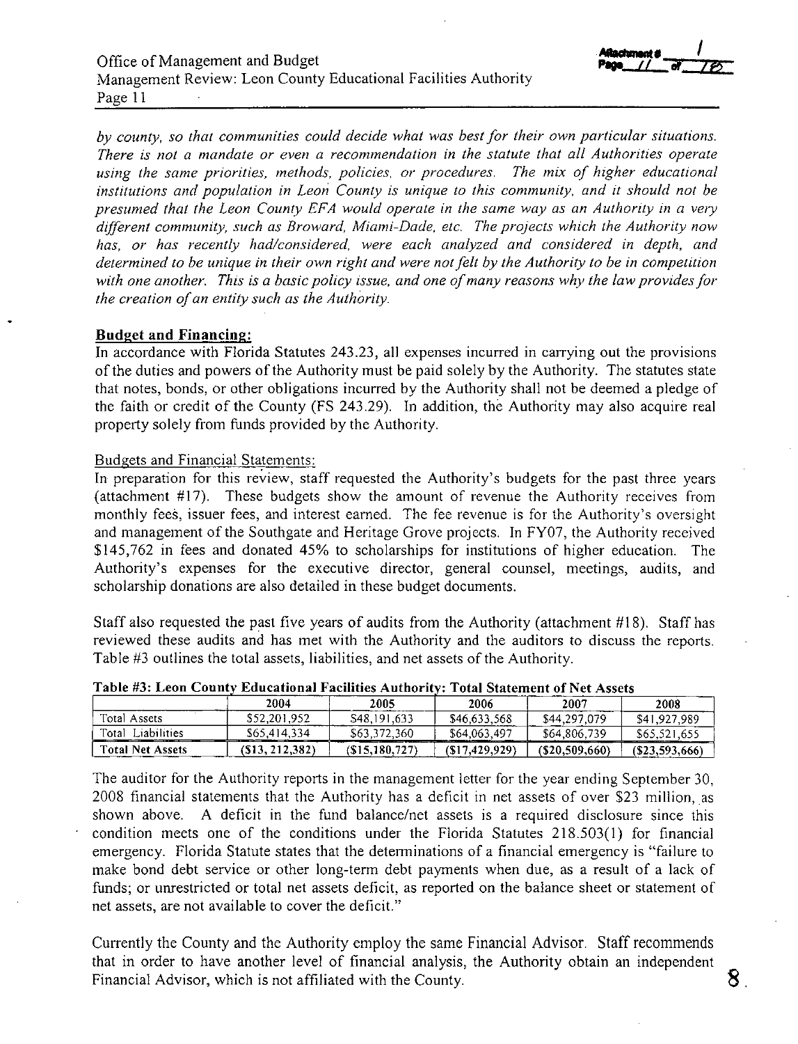*by county, so that communities could decide what was best for their own particular situations. There is not a mandate or even a recommendation in the statute that all Authorities operate using the same priorities, methods, policies, or procedures. The mix of higher educational institutions and population in Leon County is unique to this community, and it should not be presumed that the Leon County EFA would operate in the same way as an Authority in a very different community, such as Broward, Miami-Dade, etc. The projects which the Authority now has, or has recently had/considered, were each analyzed and considered in depth, and determined to be unique in their own right and were not felt by the Authority to be in competition with one another. This is a basic policy issue, and one of many reasons why the law provides for the creation of an entity such as the Authority.*

**Budget and Financing:**

In accordance with Florida Statutes 243.23, all expenses incurred in carrying out the provisions of the duties and powers of the Authority must be paid solely by the Authority. The statutes state that notes, bonds, or other obligations incurred by the Authority shall not be deemed a pledge of the faith or credit of the County (FS 243.29). In addition, the Authority may also acquire real property solely from funds provided by the Authority.

Budgets and Financial Statements:

In preparation for this review, staff requested the Authority's budgets for the past three years (attachment #17). These budgets show the amount of revenue the Authority receives from monthly fees, issuer fees, and interest earned. The fee revenue is for the Authority's oversight and management of the Southgate and Heritage Grove projects. In FY07, the Authority received $145,762 in fees and donated 45% to scholarships for institutions of higher education. The Authority's expenses for the executive director, general counsel, meetings, audits, and scholarship donations are also detailed in these budget documents.

Staff also requested the past five years of audits from the Authority (attachment #18). Staff has reviewed these audits and has met with the Authority and the auditors to discuss the reports. Table #3 outlines the total assets, liabilities, and net assets of the Authority.

**Table #3: Leon County Educational Facilities Authority: Total Statement of Net Assets**

| | 2004 | 2005 | 2006 | 2007 | 2008 |
|---|---|---|---|---|---|
| Total Assets | $52,201,952 | $48,191,633 | $46,633,568 | $44,297,079 | $41,927,989 |
| Total Liabilities | $65,414,334 | $63,372,360 | $64,063,497 | $64,806,739 | $65,521,655 |
| **Total Net Assets** | **($13, 212,382)** | **($15,180,727)** | **($17,429,929)** | **($20,509,660)** | **($23,593,666)** |

The auditor for the Authority reports in the management letter for the year ending September 30, 2008 financial statements that the Authority has a deficit in net assets of over $23 million, as shown above. A deficit in the fund balance/net assets is a required disclosure since this condition meets one of the conditions under the Florida Statutes 218.503(1) for financial emergency. Florida Statute states that the determinations of a financial emergency is "failure to make bond debt service or other long-term debt payments when due, as a result of a lack of funds; or unrestricted or total net assets deficit, as reported on the balance sheet or statement of net assets, are not available to cover the deficit."

Currently the County and the Authority employ the same Financial Advisor. Staff recommends that in order to have another level of financial analysis, the Authority obtain an independent Financial Advisor, which is not affiliated with the County.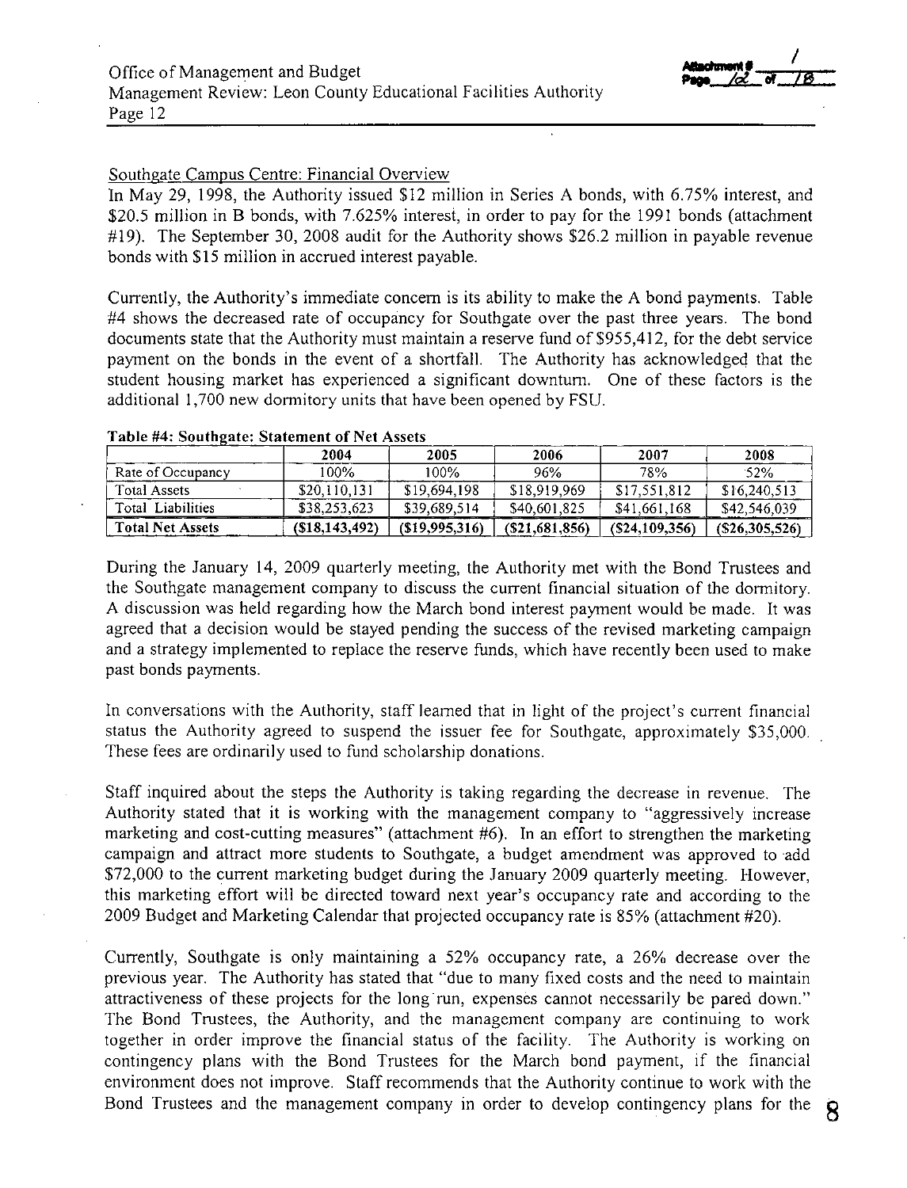Southgate Campus Centre: Financial Overview

In May 29, 1998, the Authority issued $12 million in Series A bonds, with 6.75% interest, and $20.5 million in B bonds, with 7.625% interest, in order to pay for the 1991 bonds (attachment #19). The September 30, 2008 audit for the Authority shows $26.2 million in payable revenue bonds with $15 million in accrued interest payable.

Currently, the Authority's immediate concern is its ability to make the A bond payments. Table #4 shows the decreased rate of occupancy for Southgate over the past three years. The bond documents state that the Authority must maintain a reserve fund of $955,412, for the debt service payment on the bonds in the event of a shortfall. The Authority has acknowledged that the student housing market has experienced a significant downturn. One of these factors is the additional 1,700 new dormitory units that have been opened by FSU.

**Table #4: Southgate: Statement of Net Assets**

| | 2004 | 2005 | 2006 | 2007 | 2008 |
|---|---|---|---|---|---|
| Rate of Occupancy | 100% | 100% | 96% | 78% | 52% |
| Total Assets | $20,110,131 | $19,694,198 | $18,919,969 | $17,551,812 | $16,240,513 |
| Total Liabilities | $38,253,623 | $39,689,514 | $40,601,825 | $41,661,168 | $42,546,039 |
| **Total Net Assets** | **($18,143,492)** | **($19,995,316)** | **($21,681,856)** | **($24,109,356)** | **($26,305,526)** |

During the January 14, 2009 quarterly meeting, the Authority met with the Bond Trustees and the Southgate management company to discuss the current financial situation of the dormitory. A discussion was held regarding how the March bond interest payment would be made. It was agreed that a decision would be stayed pending the success of the revised marketing campaign and a strategy implemented to replace the reserve funds, which have recently been used to make past bonds payments.

In conversations with the Authority, staff learned that in light of the project's current financial status the Authority agreed to suspend the issuer fee for Southgate, approximately $35,000. These fees are ordinarily used to fund scholarship donations.

Staff inquired about the steps the Authority is taking regarding the decrease in revenue. The Authority stated that it is working with the management company to "aggressively increase marketing and cost-cutting measures" (attachment #6). In an effort to strengthen the marketing campaign and attract more students to Southgate, a budget amendment was approved to add $72,000 to the current marketing budget during the January 2009 quarterly meeting. However, this marketing effort will be directed toward next year's occupancy rate and according to the 2009 Budget and Marketing Calendar that projected occupancy rate is 85% (attachment #20).

Currently, Southgate is only maintaining a 52% occupancy rate, a 26% decrease over the previous year. The Authority has stated that "due to many fixed costs and the need to maintain attractiveness of these projects for the long run, expenses cannot necessarily be pared down." The Bond Trustees, the Authority, and the management company are continuing to work together in order improve the financial status of the facility. The Authority is working on contingency plans with the Bond Trustees for the March bond payment, if the financial environment does not improve. Staff recommends that the Authority continue to work with the Bond Trustees and the management company in order to develop contingency plans for the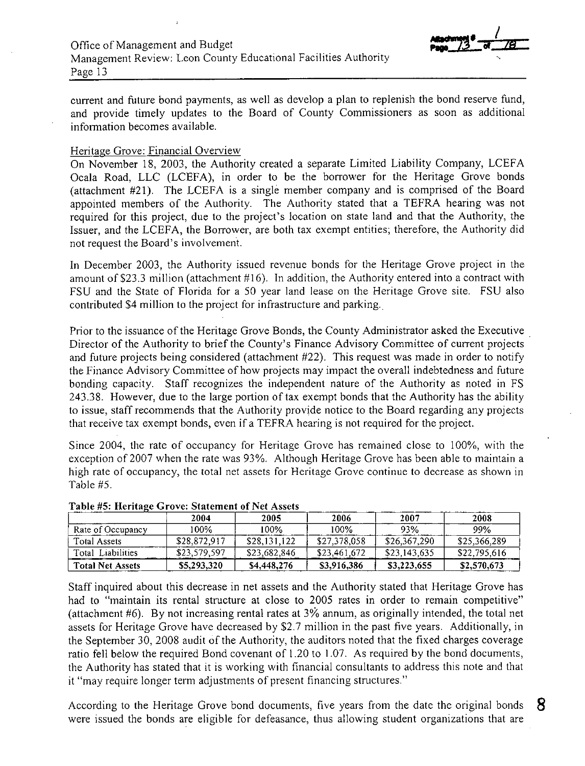current and future bond payments, as well as develop a plan to replenish the bond reserve fund, and provide timely updates to the Board of County Commissioners as soon as additional information becomes available.

Heritage Grove: Financial Overview

On November 18, 2003, the Authority created a separate Limited Liability Company, LCEFA Ocala Road, LLC (LCEFA), in order to be the borrower for the Heritage Grove bonds (attachment #21). The LCEFA is a single member company and is comprised of the Board appointed members of the Authority. The Authority stated that a TEFRA hearing was not required for this project, due to the project's location on state land and that the Authority, the Issuer, and the LCEFA, the Borrower, are both tax exempt entities; therefore, the Authority did not request the Board's involvement.

In December 2003, the Authority issued revenue bonds for the Heritage Grove project in the amount of $23.3 million (attachment #16). In addition, the Authority entered into a contract with FSU and the State of Florida for a 50 year land lease on the Heritage Grove site. FSU also contributed $4 million to the project for infrastructure and parking.

Prior to the issuance of the Heritage Grove Bonds, the County Administrator asked the Executive Director of the Authority to brief the County's Finance Advisory Committee of current projects and future projects being considered (attachment #22). This request was made in order to notify the Finance Advisory Committee of how projects may impact the overall indebtedness and future bonding capacity. Staff recognizes the independent nature of the Authority as noted in FS 243.38. However, due to the large portion of tax exempt bonds that the Authority has the ability to issue, staff recommends that the Authority provide notice to the Board regarding any projects that receive tax exempt bonds, even if a TEFRA hearing is not required for the project.

Since 2004, the rate of occupancy for Heritage Grove has remained close to 100%, with the exception of 2007 when the rate was 93%. Although Heritage Grove has been able to maintain a high rate of occupancy, the total net assets for Heritage Grove continue to decrease as shown in Table #5.

**Table #5: Heritage Grove: Statement of Net Assets**

| | 2004 | 2005 | 2006 | 2007 | 2008 |
|---|---|---|---|---|---|
| Rate of Occupancy | 100% | 100% | 100% | 93% | 99% |
| Total Assets | $28,872,917 | $28,131,122 | $27,378,058 | $26,367,290 | $25,366,289 |
| Total Liabilities | $23,579,597 | $23,682,846 | $23,461,672 | $23,143,635 | $22,795,616 |
| **Total Net Assets** | **$5,293,320** | **$4,448,276** | **$3,916,386** | **$3,223,655** | **$2,570,673** |

Staff inquired about this decrease in net assets and the Authority stated that Heritage Grove has had to "maintain its rental structure at close to 2005 rates in order to remain competitive" (attachment #6). By not increasing rental rates at 3% annum, as originally intended, the total net assets for Heritage Grove have decreased by $2.7 million in the past five years. Additionally, in the September 30, 2008 audit of the Authority, the auditors noted that the fixed charges coverage ratio fell below the required Bond covenant of 1.20 to 1.07. As required by the bond documents, the Authority has stated that it is working with financial consultants to address this note and that it "may require longer term adjustments of present financing structures."

According to the Heritage Grove bond documents, five years from the date the original bonds were issued the bonds are eligible for defeasance, thus allowing student organizations that are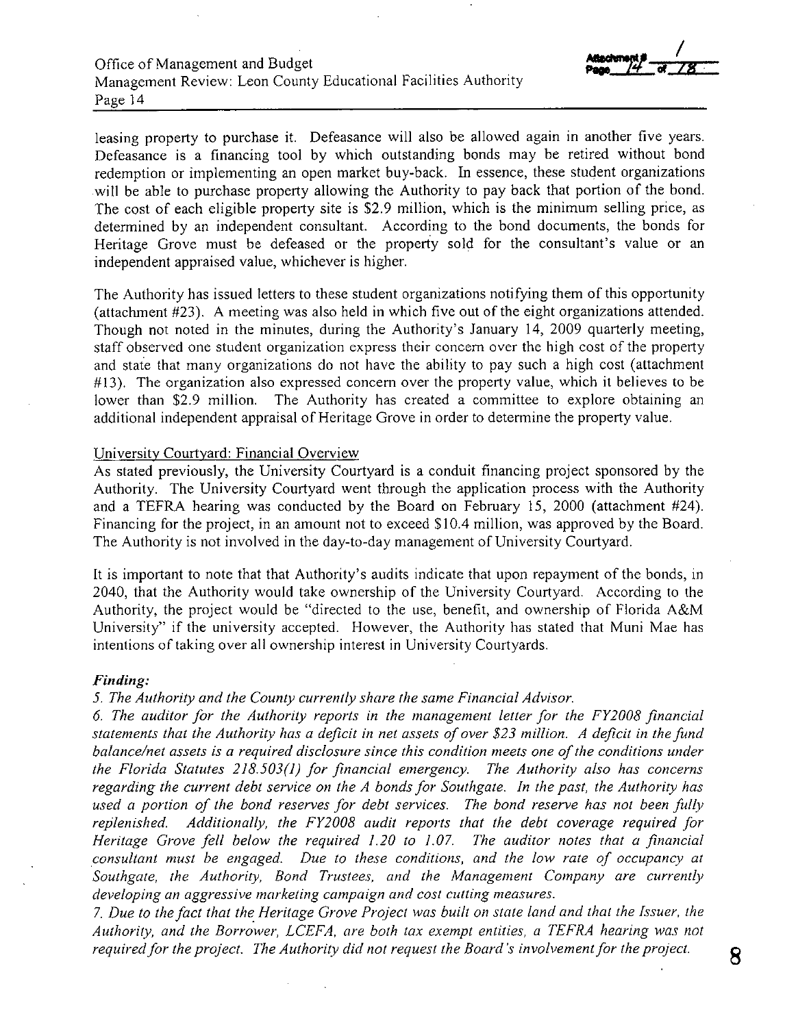leasing property to purchase it. Defeasance will also be allowed again in another five years. Defeasance is a financing tool by which outstanding bonds may be retired without bond redemption or implementing an open market buy-back. In essence, these student organizations will be able to purchase property allowing the Authority to pay back that portion of the bond. The cost of each eligible property site is $2.9 million, which is the minimum selling price, as determined by an independent consultant. According to the bond documents, the bonds for Heritage Grove must be defeased or the property sold for the consultant's value or an independent appraised value, whichever is higher.

The Authority has issued letters to these student organizations notifying them of this opportunity (attachment #23). A meeting was also held in which five out of the eight organizations attended. Though not noted in the minutes, during the Authority's January 14, 2009 quarterly meeting, staff observed one student organization express their concern over the high cost of the property and state that many organizations do not have the ability to pay such a high cost (attachment #13). The organization also expressed concern over the property value, which it believes to be lower than $2.9 million. The Authority has created a committee to explore obtaining an additional independent appraisal of Heritage Grove in order to determine the property value.

University Courtyard: Financial Overview

As stated previously, the University Courtyard is a conduit financing project sponsored by the Authority. The University Courtyard went through the application process with the Authority and a TEFRA hearing was conducted by the Board on February 15, 2000 (attachment #24). Financing for the project, in an amount not to exceed $10.4 million, was approved by the Board. The Authority is not involved in the day-to-day management of University Courtyard.

It is important to note that that Authority's audits indicate that upon repayment of the bonds, in 2040, that the Authority would take ownership of the University Courtyard. According to the Authority, the project would be "directed to the use, benefit, and ownership of Florida A&M University" if the university accepted. However, the Authority has stated that Muni Mae has intentions of taking over all ownership interest in University Courtyards.

***Finding:***

*5. The Authority and the County currently share the same Financial Advisor.*

*6. The auditor for the Authority reports in the management letter for the FY2008 financial statements that the Authority has a deficit in net assets of over $23 million. A deficit in the fund balance/net assets is a required disclosure since this condition meets one of the conditions under the Florida Statutes 218.503(1) for financial emergency. The Authority also has concerns regarding the current debt service on the A bonds for Southgate. In the past, the Authority has used a portion of the bond reserves for debt services. The bond reserve has not been fully replenished. Additionally, the FY2008 audit reports that the debt coverage required for Heritage Grove fell below the required 1.20 to 1.07. The auditor notes that a financial consultant must be engaged. Due to these conditions, and the low rate of occupancy at Southgate, the Authority, Bond Trustees, and the Management Company are currently developing an aggressive marketing campaign and cost cutting measures.*

*7. Due to the fact that the Heritage Grove Project was built on state land and that the Issuer, the Authority, and the Borrower, LCEFA, are both tax exempt entities, a TEFRA hearing was not required for the project. The Authority did not request the Board's involvement for the project.*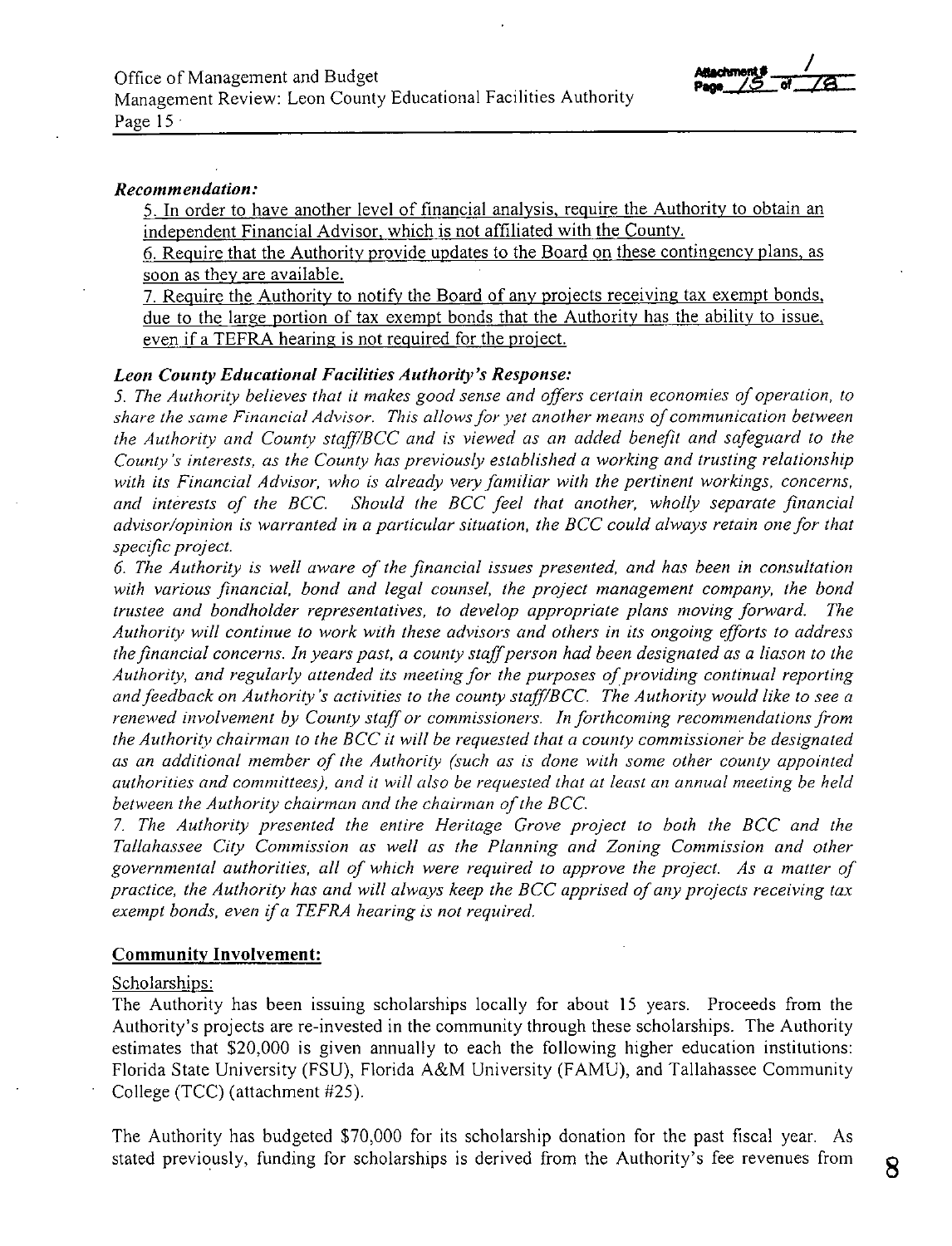***Recommendation:***

5. In order to have another level of financial analysis, require the Authority to obtain an independent Financial Advisor, which is not affiliated with the County.
6. Require that the Authority provide updates to the Board on these contingency plans, as soon as they are available.
7. Require the Authority to notify the Board of any projects receiving tax exempt bonds, due to the large portion of tax exempt bonds that the Authority has the ability to issue, even if a TEFRA hearing is not required for the project.

***Leon County Educational Facilities Authority's Response:***

*5. The Authority believes that it makes good sense and offers certain economies of operation, to share the same Financial Advisor. This allows for yet another means of communication between the Authority and County staff/BCC and is viewed as an added benefit and safeguard to the County's interests, as the County has previously established a working and trusting relationship with its Financial Advisor, who is already very familiar with the pertinent workings, concerns, and interests of the BCC. Should the BCC feel that another, wholly separate financial advisor/opinion is warranted in a particular situation, the BCC could always retain one for that specific project.*

*6. The Authority is well aware of the financial issues presented, and has been in consultation with various financial, bond and legal counsel, the project management company, the bond trustee and bondholder representatives, to develop appropriate plans moving forward. The Authority will continue to work with these advisors and others in its ongoing efforts to address the financial concerns. In years past, a county staff person had been designated as a liason to the Authority, and regularly attended its meeting for the purposes of providing continual reporting and feedback on Authority's activities to the county staff/BCC. The Authority would like to see a renewed involvement by County staff or commissioners. In forthcoming recommendations from the Authority chairman to the BCC it will be requested that a county commissioner be designated as an additional member of the Authority (such as is done with some other county appointed authorities and committees), and it will also be requested that at least an annual meeting be held between the Authority chairman and the chairman of the BCC.*

*7. The Authority presented the entire Heritage Grove project to both the BCC and the Tallahassee City Commission as well as the Planning and Zoning Commission and other governmental authorities, all of which were required to approve the project. As a matter of practice, the Authority has and will always keep the BCC apprised of any projects receiving tax exempt bonds, even if a TEFRA hearing is not required.*

## Community Involvement:

Scholarships:

The Authority has been issuing scholarships locally for about 15 years. Proceeds from the Authority's projects are re-invested in the community through these scholarships. The Authority estimates that $20,000 is given annually to each the following higher education institutions: Florida State University (FSU), Florida A&M University (FAMU), and Tallahassee Community College (TCC) (attachment #25).

The Authority has budgeted $70,000 for its scholarship donation for the past fiscal year. As stated previously, funding for scholarships is derived from the Authority's fee revenues from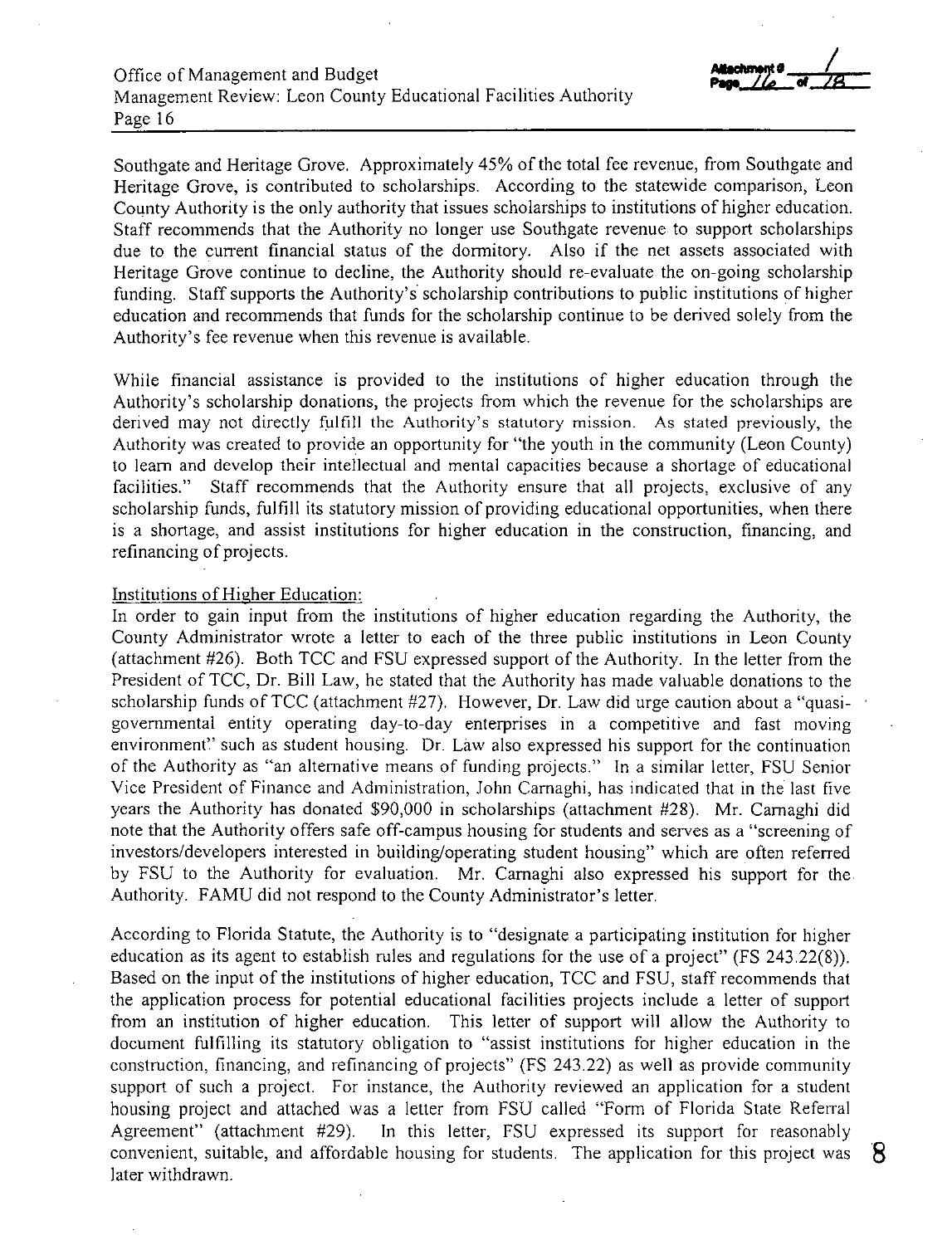Southgate and Heritage Grove. Approximately 45% of the total fee revenue, from Southgate and Heritage Grove, is contributed to scholarships. According to the statewide comparison, Leon County Authority is the only authority that issues scholarships to institutions of higher education. Staff recommends that the Authority no longer use Southgate revenue to support scholarships due to the current financial status of the dormitory. Also if the net assets associated with Heritage Grove continue to decline, the Authority should re-evaluate the on-going scholarship funding. Staff supports the Authority's scholarship contributions to public institutions of higher education and recommends that funds for the scholarship continue to be derived solely from the Authority's fee revenue when this revenue is available.

While financial assistance is provided to the institutions of higher education through the Authority's scholarship donations, the projects from which the revenue for the scholarships are derived may not directly fulfill the Authority's statutory mission. As stated previously, the Authority was created to provide an opportunity for "the youth in the community (Leon County) to learn and develop their intellectual and mental capacities because a shortage of educational facilities." Staff recommends that the Authority ensure that all projects, exclusive of any scholarship funds, fulfill its statutory mission of providing educational opportunities, when there is a shortage, and assist institutions for higher education in the construction, financing, and refinancing of projects.

Institutions of Higher Education:

In order to gain input from the institutions of higher education regarding the Authority, the County Administrator wrote a letter to each of the three public institutions in Leon County (attachment #26). Both TCC and FSU expressed support of the Authority. In the letter from the President of TCC, Dr. Bill Law, he stated that the Authority has made valuable donations to the scholarship funds of TCC (attachment #27). However, Dr. Law did urge caution about a "quasi-governmental entity operating day-to-day enterprises in a competitive and fast moving environment" such as student housing. Dr. Law also expressed his support for the continuation of the Authority as "an alternative means of funding projects." In a similar letter, FSU Senior Vice President of Finance and Administration, John Carnaghi, has indicated that in the last five years the Authority has donated $90,000 in scholarships (attachment #28). Mr. Carnaghi did note that the Authority offers safe off-campus housing for students and serves as a "screening of investors/developers interested in building/operating student housing" which are often referred by FSU to the Authority for evaluation. Mr. Carnaghi also expressed his support for the Authority. FAMU did not respond to the County Administrator's letter.

According to Florida Statute, the Authority is to "designate a participating institution for higher education as its agent to establish rules and regulations for the use of a project" (FS 243.22(8)). Based on the input of the institutions of higher education, TCC and FSU, staff recommends that the application process for potential educational facilities projects include a letter of support from an institution of higher education. This letter of support will allow the Authority to document fulfilling its statutory obligation to "assist institutions for higher education in the construction, financing, and refinancing of projects" (FS 243.22) as well as provide community support of such a project. For instance, the Authority reviewed an application for a student housing project and attached was a letter from FSU called "Form of Florida State Referral Agreement" (attachment #29). In this letter, FSU expressed its support for reasonably convenient, suitable, and affordable housing for students. The application for this project was later withdrawn.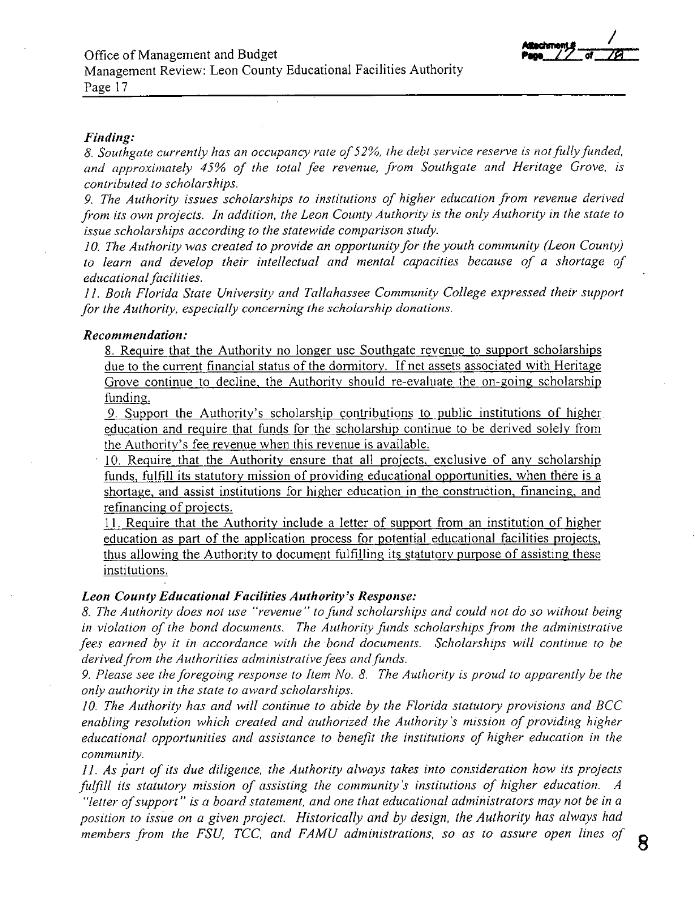***Finding:***

*8. Southgate currently has an occupancy rate of 52%, the debt service reserve is not fully funded, and approximately 45% of the total fee revenue, from Southgate and Heritage Grove, is contributed to scholarships.*

*9. The Authority issues scholarships to institutions of higher education from revenue derived from its own projects. In addition, the Leon County Authority is the only Authority in the state to issue scholarships according to the statewide comparison study.*

*10. The Authority was created to provide an opportunity for the youth community (Leon County) to learn and develop their intellectual and mental capacities because of a shortage of educational facilities.*

*11. Both Florida State University and Tallahassee Community College expressed their support for the Authority, especially concerning the scholarship donations.*

***Recommendation:***

8. Require that the Authority no longer use Southgate revenue to support scholarships due to the current financial status of the dormitory. If net assets associated with Heritage Grove continue to decline, the Authority should re-evaluate the on-going scholarship funding.

9. Support the Authority's scholarship contributions to public institutions of higher education and require that funds for the scholarship continue to be derived solely from the Authority's fee revenue when this revenue is available.

10. Require that the Authority ensure that all projects, exclusive of any scholarship funds, fulfill its statutory mission of providing educational opportunities, when there is a shortage, and assist institutions for higher education in the construction, financing, and refinancing of projects.

11. Require that the Authority include a letter of support from an institution of higher education as part of the application process for potential educational facilities projects, thus allowing the Authority to document fulfilling its statutory purpose of assisting these institutions.

***Leon County Educational Facilities Authority's Response:***

*8. The Authority does not use "revenue" to fund scholarships and could not do so without being in violation of the bond documents. The Authority funds scholarships from the administrative fees earned by it in accordance with the bond documents. Scholarships will continue to be derived from the Authorities administrative fees and funds.*

*9. Please see the foregoing response to Item No. 8. The Authority is proud to apparently be the only authority in the state to award scholarships.*

*10. The Authority has and will continue to abide by the Florida statutory provisions and BCC enabling resolution which created and authorized the Authority's mission of providing higher educational opportunities and assistance to benefit the institutions of higher education in the community.*

*11. As part of its due diligence, the Authority always takes into consideration how its projects fulfill its statutory mission of assisting the community's institutions of higher education. A "letter of support" is a board statement, and one that educational administrators may not be in a position to issue on a given project. Historically and by design, the Authority has always had members from the FSU, TCC, and FAMU administrations, so as to assure open lines of*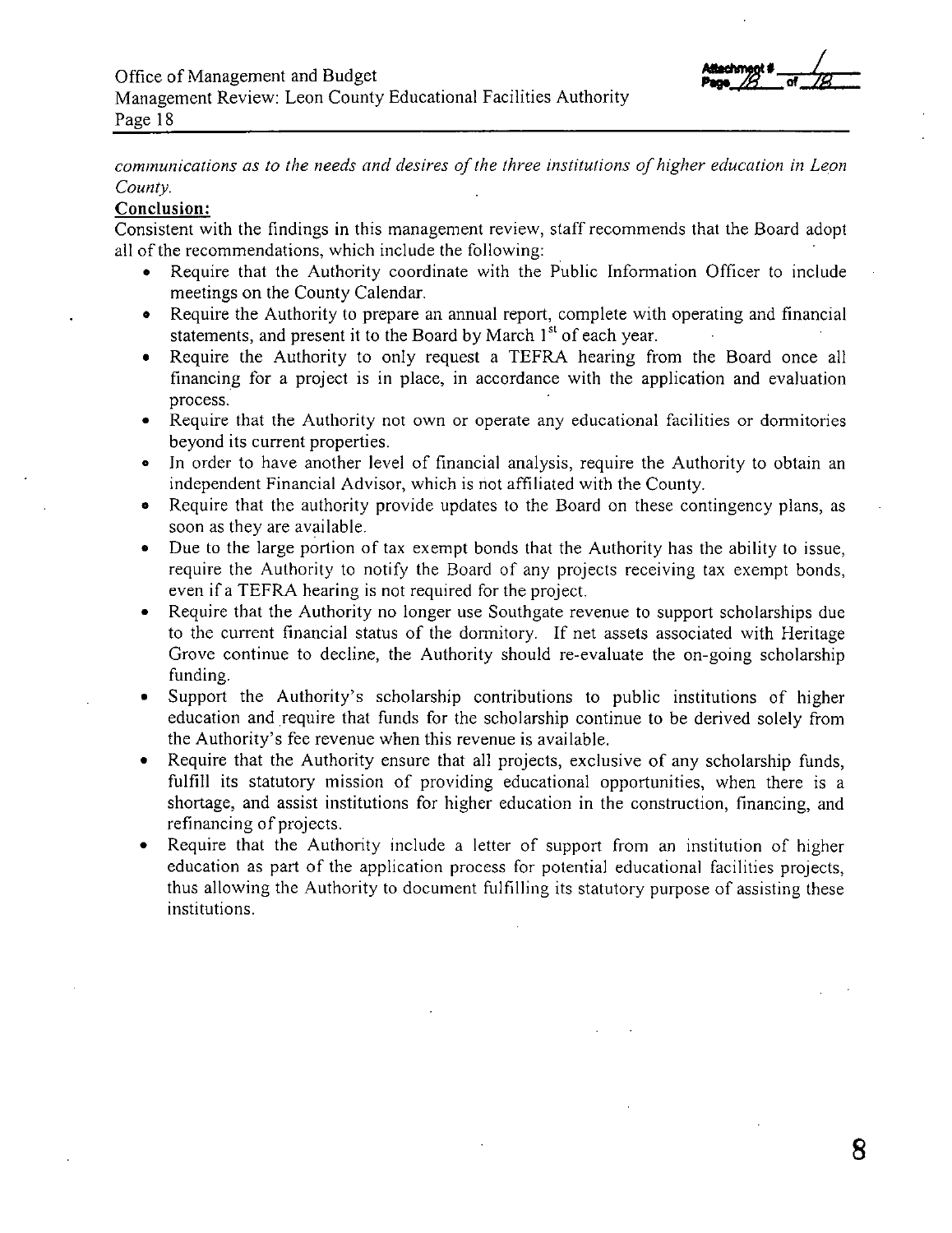*communications as to the needs and desires of the three institutions of higher education in Leon County.*

**Conclusion:**

Consistent with the findings in this management review, staff recommends that the Board adopt all of the recommendations, which include the following:

- Require that the Authority coordinate with the Public Information Officer to include meetings on the County Calendar.
- Require the Authority to prepare an annual report, complete with operating and financial statements, and present it to the Board by March 1st of each year.
- Require the Authority to only request a TEFRA hearing from the Board once all financing for a project is in place, in accordance with the application and evaluation process.
- Require that the Authority not own or operate any educational facilities or dormitories beyond its current properties.
- In order to have another level of financial analysis, require the Authority to obtain an independent Financial Advisor, which is not affiliated with the County.
- Require that the authority provide updates to the Board on these contingency plans, as soon as they are available.
- Due to the large portion of tax exempt bonds that the Authority has the ability to issue, require the Authority to notify the Board of any projects receiving tax exempt bonds, even if a TEFRA hearing is not required for the project.
- Require that the Authority no longer use Southgate revenue to support scholarships due to the current financial status of the dormitory. If net assets associated with Heritage Grove continue to decline, the Authority should re-evaluate the on-going scholarship funding.
- Support the Authority's scholarship contributions to public institutions of higher education and require that funds for the scholarship continue to be derived solely from the Authority's fee revenue when this revenue is available.
- Require that the Authority ensure that all projects, exclusive of any scholarship funds, fulfill its statutory mission of providing educational opportunities, when there is a shortage, and assist institutions for higher education in the construction, financing, and refinancing of projects.
- Require that the Authority include a letter of support from an institution of higher education as part of the application process for potential educational facilities projects, thus allowing the Authority to document fulfilling its statutory purpose of assisting these institutions.